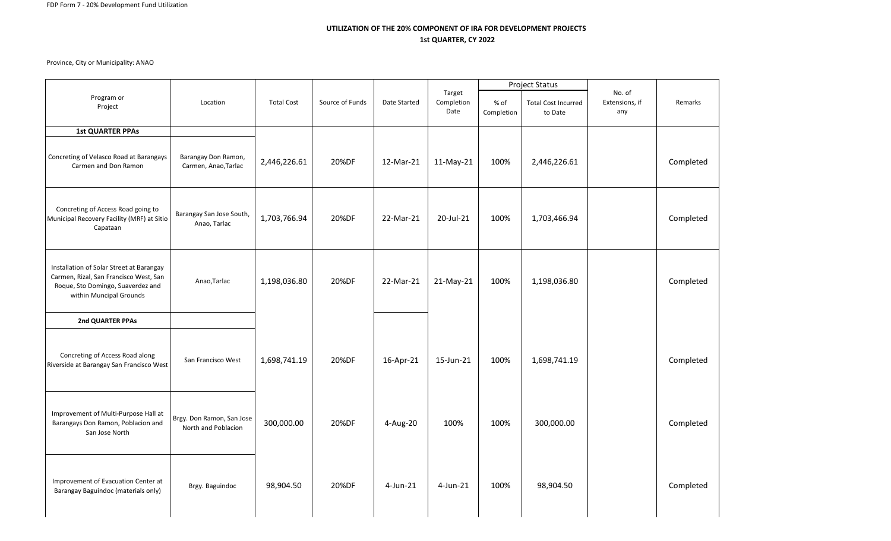FDP Form 7 - 20% Development Fund Utilization

**UTILIZATION OF THE 20% COMPONENT OF IRA FOR DEVELOPMENT PROJECTS**
**1st QUARTER, CY 2022**

Province, City or Municipality: ANAO

| Program or Project | Location | Total Cost | Source of Funds | Date Started | Target Completion Date | Project Status | | No. of Extensions, if any | Remarks |
|---|---|---|---|---|---|---|---|---|---|
| | | | | | | % of Completion | Total Cost Incurred to Date | | |
| **1st QUARTER PPAs** | | | | | | | | | |
| Concreting of Velasco Road at Barangays Carmen and Don Ramon | Barangay Don Ramon, Carmen, Anao,Tarlac | 2,446,226.61 | 20%DF | 12-Mar-21 | 11-May-21 | 100% | 2,446,226.61 | | Completed |
| Concreting of Access Road going to Municipal Recovery Facility (MRF) at Sitio Capataan | Barangay San Jose South, Anao, Tarlac | 1,703,766.94 | 20%DF | 22-Mar-21 | 20-Jul-21 | 100% | 1,703,466.94 | | Completed |
| Installation of Solar Street at Barangay Carmen, Rizal, San Francisco West, San Roque, Sto Domingo, Suaverdez and within Muncipal Grounds | Anao,Tarlac | 1,198,036.80 | 20%DF | 22-Mar-21 | 21-May-21 | 100% | 1,198,036.80 | | Completed |
| **2nd QUARTER PPAs** | | | | | | | | | |
| Concreting of Access Road along Riverside at Barangay San Francisco West | San Francisco West | 1,698,741.19 | 20%DF | 16-Apr-21 | 15-Jun-21 | 100% | 1,698,741.19 | | Completed |
| Improvement of Multi-Purpose Hall at Barangays Don Ramon, Poblacion and San Jose North | Brgy. Don Ramon, San Jose North and Poblacion | 300,000.00 | 20%DF | 4-Aug-20 | 100% | 100% | 300,000.00 | | Completed |
| Improvement of Evacuation Center at Barangay Baguindoc (materials only) | Brgy. Baguindoc | 98,904.50 | 20%DF | 4-Jun-21 | 4-Jun-21 | 100% | 98,904.50 | | Completed |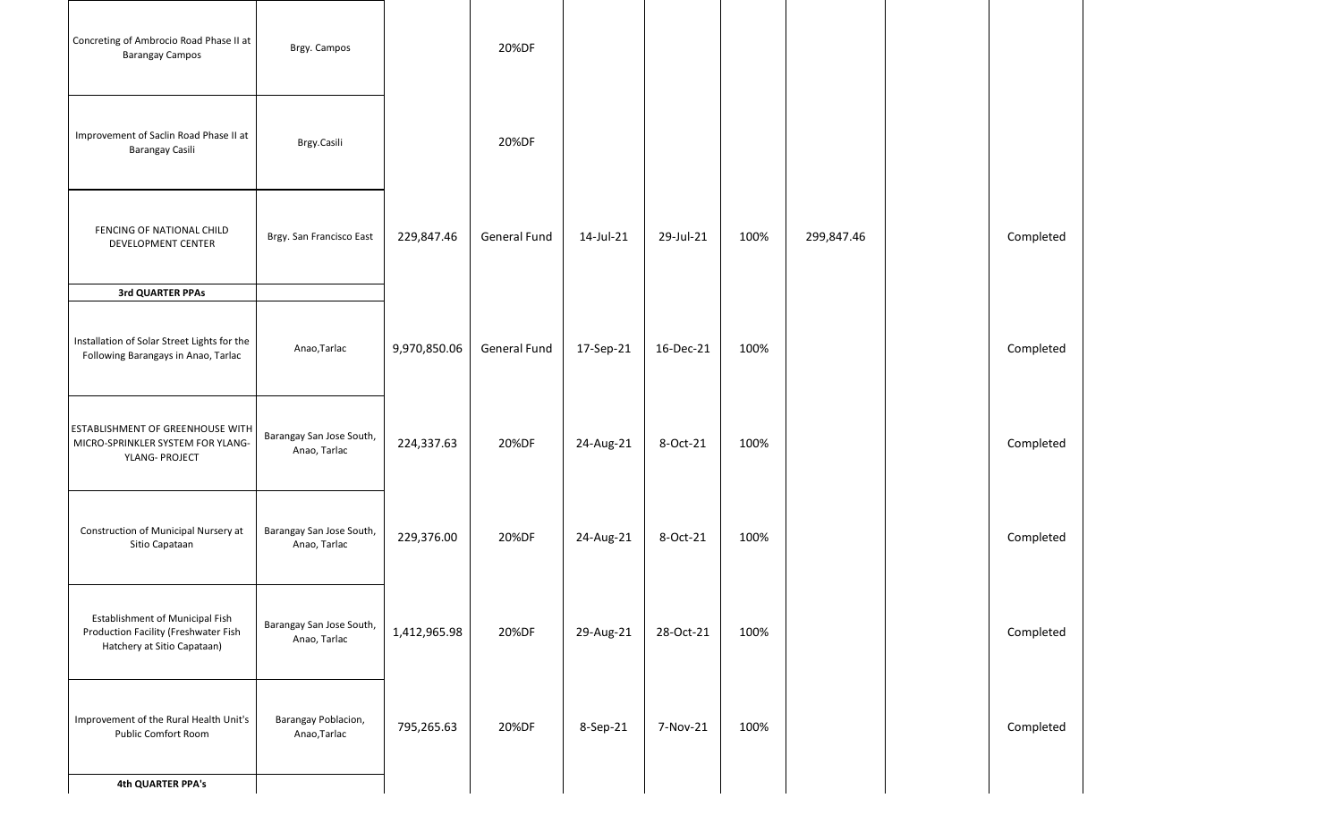| | | | | | | | | | | |
|---|---|---|---|---|---|---|---|---|---|---|
| Concreting of Ambrocio Road Phase II at Barangay Campos | Brgy. Campos | | 20%DF | | | | | | | |
| Improvement of Saclin Road Phase II at Barangay Casili | Brgy.Casili | | 20%DF | | | | | | | |
| FENCING OF NATIONAL CHILD DEVELOPMENT CENTER | Brgy. San Francisco East | 229,847.46 | General Fund | 14-Jul-21 | 29-Jul-21 | 100% | 299,847.46 | | Completed | |
| **3rd QUARTER PPAs** | | | | | | | | | | |
| Installation of Solar Street Lights for the Following Barangays in Anao, Tarlac | Anao,Tarlac | 9,970,850.06 | General Fund | 17-Sep-21 | 16-Dec-21 | 100% | | | Completed | |
| ESTABLISHMENT OF GREENHOUSE WITH MICRO-SPRINKLER SYSTEM FOR YLANG-YLANG- PROJECT | Barangay San Jose South, Anao, Tarlac | 224,337.63 | 20%DF | 24-Aug-21 | 8-Oct-21 | 100% | | | Completed | |
| Construction of Municipal Nursery at Sitio Capataan | Barangay San Jose South, Anao, Tarlac | 229,376.00 | 20%DF | 24-Aug-21 | 8-Oct-21 | 100% | | | Completed | |
| Establishment of Municipal Fish Production Facility (Freshwater Fish Hatchery at Sitio Capataan) | Barangay San Jose South, Anao, Tarlac | 1,412,965.98 | 20%DF | 29-Aug-21 | 28-Oct-21 | 100% | | | Completed | |
| Improvement of the Rural Health Unit's Public Comfort Room | Barangay Poblacion, Anao,Tarlac | 795,265.63 | 20%DF | 8-Sep-21 | 7-Nov-21 | 100% | | | Completed | |
| **4th QUARTER PPA's** | | | | | | | | | | |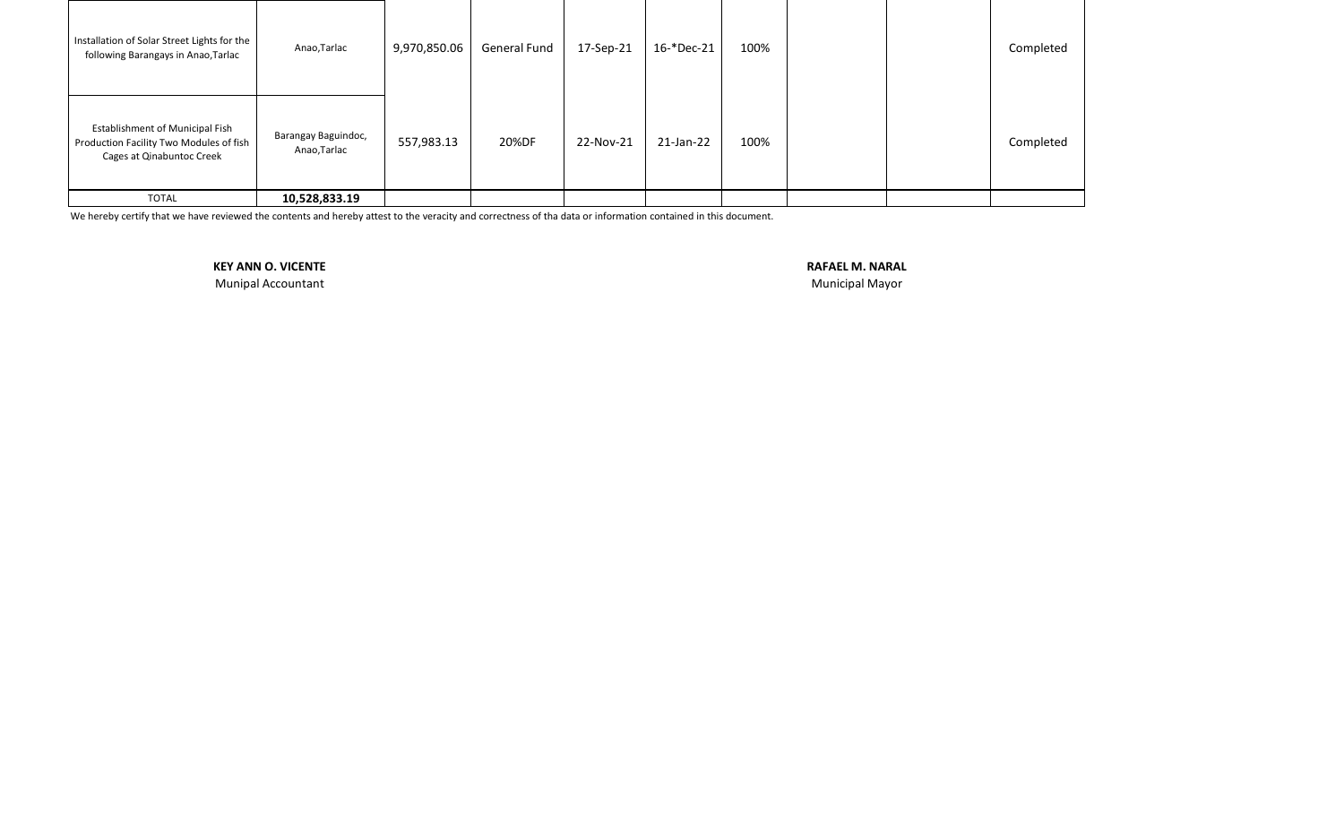| | | | | | | | | | |
|---|---|---|---|---|---|---|---|---|---|
| Installation of Solar Street Lights for the following Barangays in Anao,Tarlac | Anao,Tarlac | 9,970,850.06 | General Fund | 17-Sep-21 | 16-*Dec-21 | 100% | | | Completed |
| Establishment of Municipal Fish Production Facility Two Modules of fish Cages at Qinabuntoc Creek | Barangay Baguindoc, Anao,Tarlac | 557,983.13 | 20%DF | 22-Nov-21 | 21-Jan-22 | 100% | | | Completed |
| TOTAL | **10,528,833.19** | | | | | | | | |

We hereby certify that we have reviewed the contents and hereby attest to the veracity and correctness of tha data or information contained in this document.

**KEY ANN O. VICENTE**
Munipal Accountant

**RAFAEL M. NARAL**
Municipal Mayor